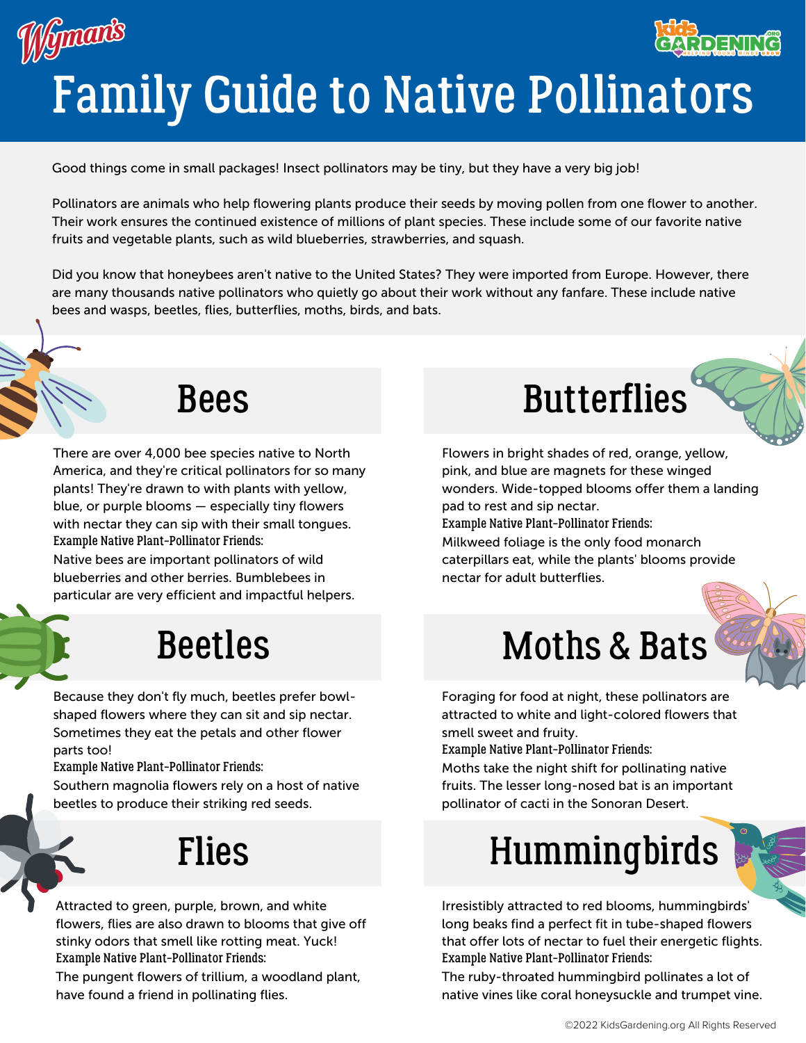# Family Guide to Native Pollinators

Good things come in small packages! Insect pollinators may be tiny, but they have a very big job!

Pollinators are animals who help flowering plants produce their seeds by moving pollen from one flower to another. Their work ensures the continued existence of millions of plant species. These include some of our favorite native fruits and vegetable plants, such as wild blueberries, strawberries, and squash.

Did you know that honeybees aren't native to the United States? They were imported from Europe. However, there are many thousands native pollinators who quietly go about their work without any fanfare. These include native bees and wasps, beetles, flies, butterflies, moths, birds, and bats.

## Bees

There are over 4,000 bee species native to North America, and they're critical pollinators for so many plants! They're drawn to with plants with yellow, blue, or purple blooms — especially tiny flowers with nectar they can sip with their small tongues.

**Example Native Plant-Pollinator Friends:**

Native bees are important pollinators of wild blueberries and other berries. Bumblebees in particular are very efficient and impactful helpers.

## Beetles

Because they don't fly much, beetles prefer bowl-shaped flowers where they can sit and sip nectar. Sometimes they eat the petals and other flower parts too!

**Example Native Plant-Pollinator Friends:**

Southern magnolia flowers rely on a host of native beetles to produce their striking red seeds.

## Flies

Attracted to green, purple, brown, and white flowers, flies are also drawn to blooms that give off stinky odors that smell like rotting meat. Yuck!

**Example Native Plant-Pollinator Friends:**

The pungent flowers of trillium, a woodland plant, have found a friend in pollinating flies.

## Butterflies

Flowers in bright shades of red, orange, yellow, pink, and blue are magnets for these winged wonders. Wide-topped blooms offer them a landing pad to rest and sip nectar.

**Example Native Plant-Pollinator Friends:**

Milkweed foliage is the only food monarch caterpillars eat, while the plants' blooms provide nectar for adult butterflies.

## Moths & Bats

Foraging for food at night, these pollinators are attracted to white and light-colored flowers that smell sweet and fruity.

**Example Native Plant-Pollinator Friends:**

Moths take the night shift for pollinating native fruits. The lesser long-nosed bat is an important pollinator of cacti in the Sonoran Desert.

## Hummingbirds

Irresistibly attracted to red blooms, hummingbirds' long beaks find a perfect fit in tube-shaped flowers that offer lots of nectar to fuel their energetic flights.

**Example Native Plant-Pollinator Friends:**

The ruby-throated hummingbird pollinates a lot of native vines like coral honeysuckle and trumpet vine.

©2022 KidsGardening.org All Rights Reserved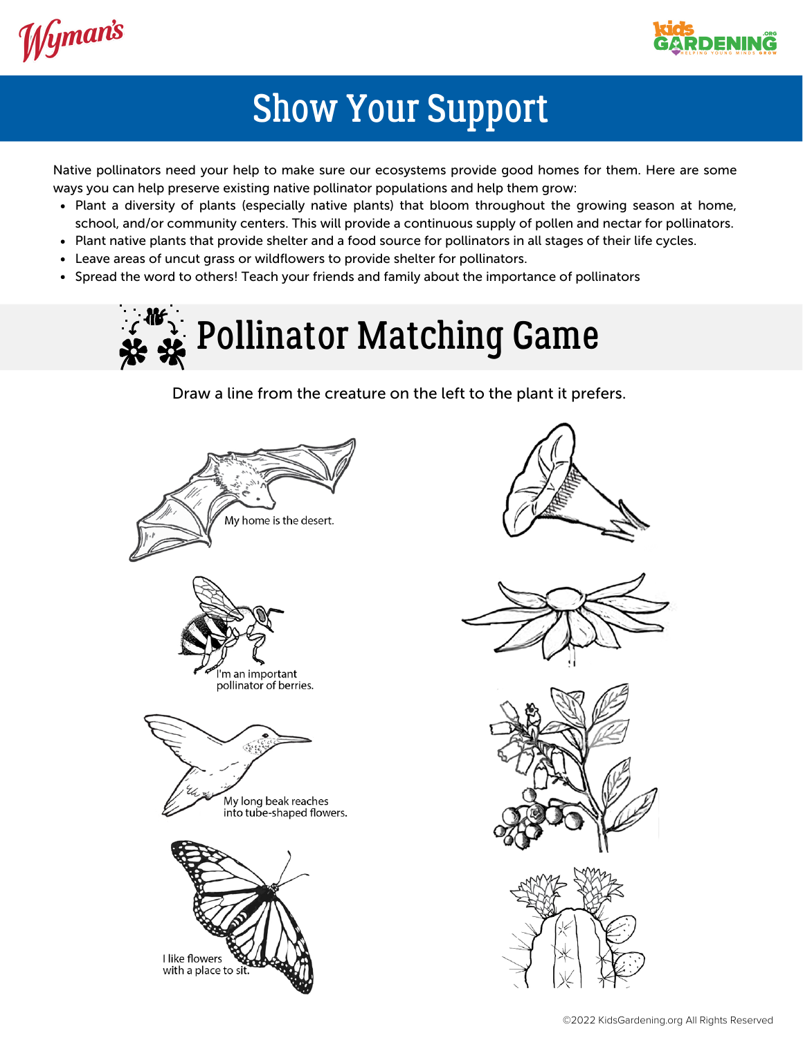# Show Your Support

Native pollinators need your help to make sure our ecosystems provide good homes for them. Here are some ways you can help preserve existing native pollinator populations and help them grow:

- Plant a diversity of plants (especially native plants) that bloom throughout the growing season at home, school, and/or community centers. This will provide a continuous supply of pollen and nectar for pollinators.
- Plant native plants that provide shelter and a food source for pollinators in all stages of their life cycles.
- Leave areas of uncut grass or wildflowers to provide shelter for pollinators.
- Spread the word to others! Teach your friends and family about the importance of pollinators

## Pollinator Matching Game

Draw a line from the creature on the left to the plant it prefers.

My home is the desert.

I'm an important pollinator of berries.

My long beak reaches into tube-shaped flowers.

I like flowers with a place to sit.

©2022 KidsGardening.org All Rights Reserved